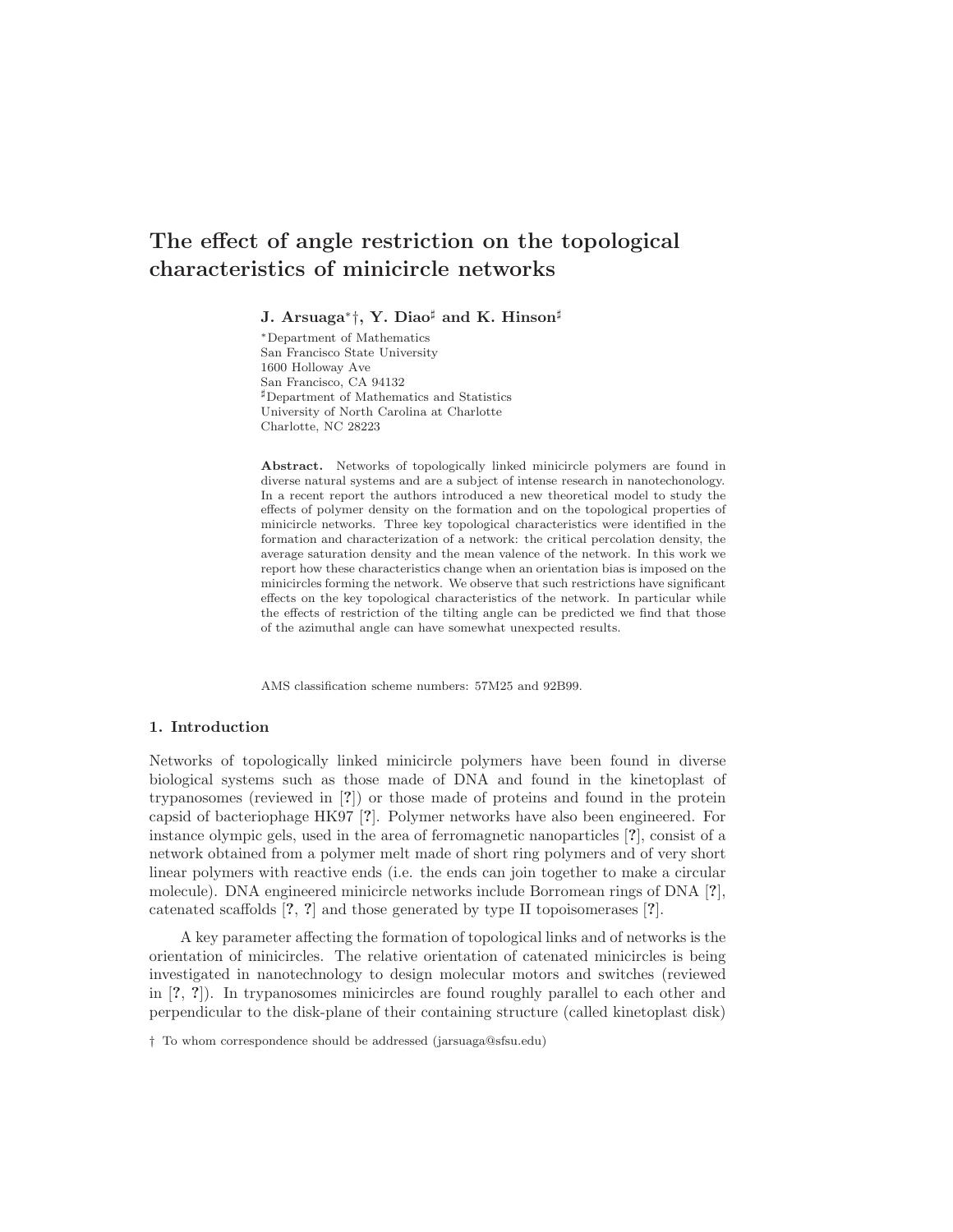# The effect of angle restriction on the topological characteristics of minicircle networks

**J. Arsuaga*†, Y. Diao♯ and K. Hinson♯**

*Department of Mathematics
San Francisco State University
1600 Holloway Ave
San Francisco, CA 94132
♯Department of Mathematics and Statistics
University of North Carolina at Charlotte
Charlotte, NC 28223

**Abstract.** Networks of topologically linked minicircle polymers are found in diverse natural systems and are a subject of intense research in nanotechonology. In a recent report the authors introduced a new theoretical model to study the effects of polymer density on the formation and on the topological properties of minicircle networks. Three key topological characteristics were identified in the formation and characterization of a network: the critical percolation density, the average saturation density and the mean valence of the network. In this work we report how these characteristics change when an orientation bias is imposed on the minicircles forming the network. We observe that such restrictions have significant effects on the key topological characteristics of the network. In particular while the effects of restriction of the tilting angle can be predicted we find that those of the azimuthal angle can have somewhat unexpected results.

AMS classification scheme numbers: 57M25 and 92B99.

## 1. Introduction

Networks of topologically linked minicircle polymers have been found in diverse biological systems such as those made of DNA and found in the kinetoplast of trypanosomes (reviewed in [**?**]) or those made of proteins and found in the protein capsid of bacteriophage HK97 [**?**]. Polymer networks have also been engineered. For instance olympic gels, used in the area of ferromagnetic nanoparticles [**?**], consist of a network obtained from a polymer melt made of short ring polymers and of very short linear polymers with reactive ends (i.e. the ends can join together to make a circular molecule). DNA engineered minicircle networks include Borromean rings of DNA [**?**], catenated scaffolds [**?**, **?**] and those generated by type II topoisomerases [**?**].

A key parameter affecting the formation of topological links and of networks is the orientation of minicircles. The relative orientation of catenated minicircles is being investigated in nanotechnology to design molecular motors and switches (reviewed in [**?**, **?**]). In trypanosomes minicircles are found roughly parallel to each other and perpendicular to the disk-plane of their containing structure (called kinetoplast disk)

† To whom correspondence should be addressed (jarsuaga@sfsu.edu)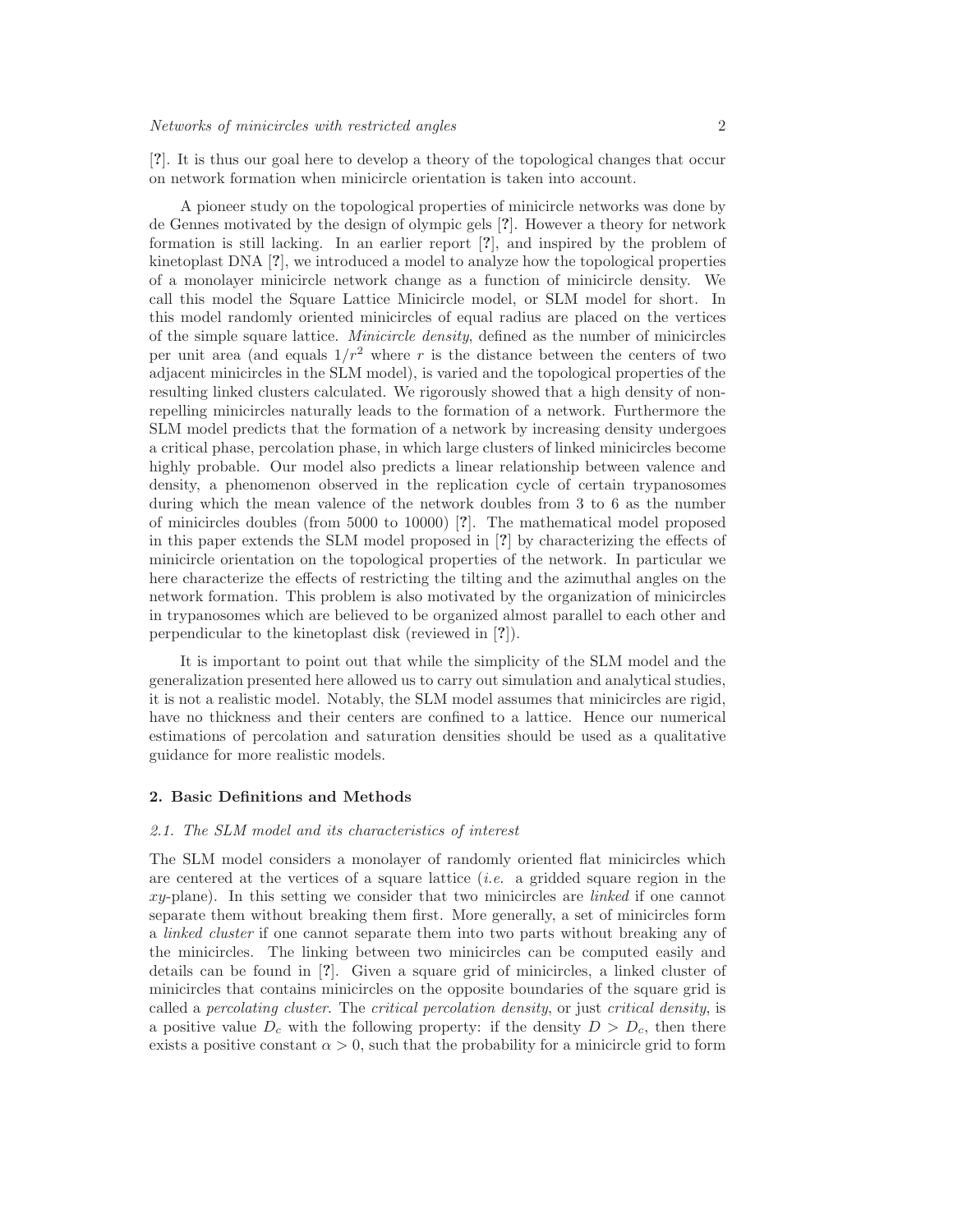[?]. It is thus our goal here to develop a theory of the topological changes that occur on network formation when minicircle orientation is taken into account.

A pioneer study on the topological properties of minicircle networks was done by de Gennes motivated by the design of olympic gels [?]. However a theory for network formation is still lacking. In an earlier report [?], and inspired by the problem of kinetoplast DNA [?], we introduced a model to analyze how the topological properties of a monolayer minicircle network change as a function of minicircle density. We call this model the Square Lattice Minicircle model, or SLM model for short. In this model randomly oriented minicircles of equal radius are placed on the vertices of the simple square lattice. *Minicircle density*, defined as the number of minicircles per unit area (and equals $1/r^2$ where $r$ is the distance between the centers of two adjacent minicircles in the SLM model), is varied and the topological properties of the resulting linked clusters calculated. We rigorously showed that a high density of non-repelling minicircles naturally leads to the formation of a network. Furthermore the SLM model predicts that the formation of a network by increasing density undergoes a critical phase, percolation phase, in which large clusters of linked minicircles become highly probable. Our model also predicts a linear relationship between valence and density, a phenomenon observed in the replication cycle of certain trypanosomes during which the mean valence of the network doubles from 3 to 6 as the number of minicircles doubles (from 5000 to 10000) [?]. The mathematical model proposed in this paper extends the SLM model proposed in [?] by characterizing the effects of minicircle orientation on the topological properties of the network. In particular we here characterize the effects of restricting the tilting and the azimuthal angles on the network formation. This problem is also motivated by the organization of minicircles in trypanosomes which are believed to be organized almost parallel to each other and perpendicular to the kinetoplast disk (reviewed in [?]).

It is important to point out that while the simplicity of the SLM model and the generalization presented here allowed us to carry out simulation and analytical studies, it is not a realistic model. Notably, the SLM model assumes that minicircles are rigid, have no thickness and their centers are confined to a lattice. Hence our numerical estimations of percolation and saturation densities should be used as a qualitative guidance for more realistic models.

## 2. Basic Definitions and Methods

### 2.1. The SLM model and its characteristics of interest

The SLM model considers a monolayer of randomly oriented flat minicircles which are centered at the vertices of a square lattice (*i.e.* a gridded square region in the $xy$-plane). In this setting we consider that two minicircles are *linked* if one cannot separate them without breaking them first. More generally, a set of minicircles form a *linked cluster* if one cannot separate them into two parts without breaking any of the minicircles. The linking between two minicircles can be computed easily and details can be found in [?]. Given a square grid of minicircles, a linked cluster of minicircles that contains minicircles on the opposite boundaries of the square grid is called a *percolating cluster*. The *critical percolation density*, or just *critical density*, is a positive value $D_c$ with the following property: if the density $D > D_c$, then there exists a positive constant $\alpha > 0$, such that the probability for a minicircle grid to form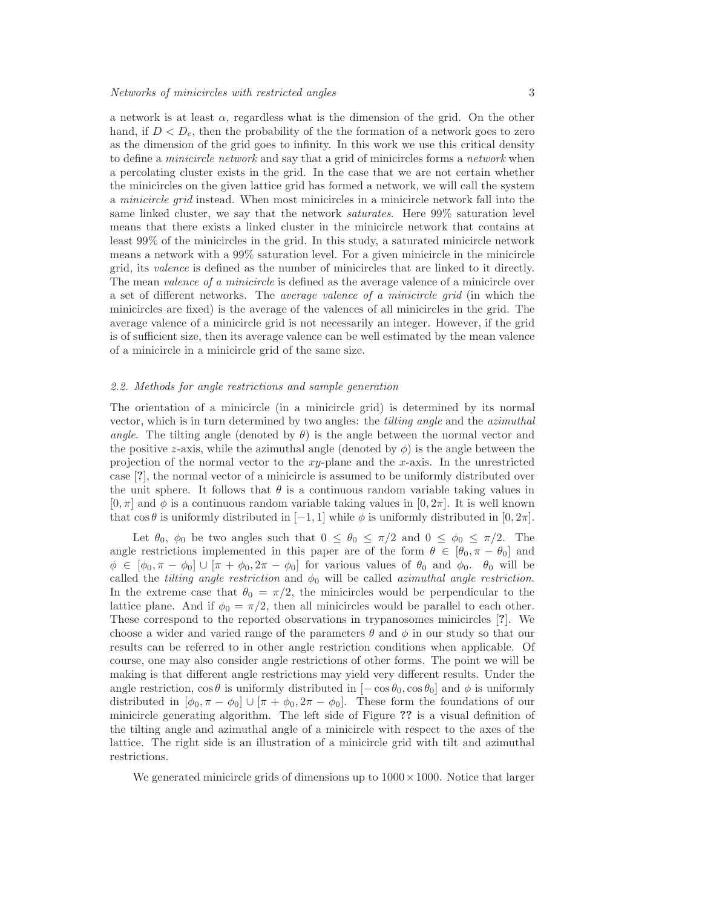a network is at least $\alpha$, regardless what is the dimension of the grid. On the other hand, if $D < D_c$, then the probability of the the formation of a network goes to zero as the dimension of the grid goes to infinity. In this work we use this critical density to define a *minicircle network* and say that a grid of minicircles forms a *network* when a percolating cluster exists in the grid. In the case that we are not certain whether the minicircles on the given lattice grid has formed a network, we will call the system a *minicircle grid* instead. When most minicircles in a minicircle network fall into the same linked cluster, we say that the network *saturates*. Here 99% saturation level means that there exists a linked cluster in the minicircle network that contains at least 99% of the minicircles in the grid. In this study, a saturated minicircle network means a network with a 99% saturation level. For a given minicircle in the minicircle grid, its *valence* is defined as the number of minicircles that are linked to it directly. The mean *valence of a minicircle* is defined as the average valence of a minicircle over a set of different networks. The *average valence of a minicircle grid* (in which the minicircles are fixed) is the average of the valences of all minicircles in the grid. The average valence of a minicircle grid is not necessarily an integer. However, if the grid is of sufficient size, then its average valence can be well estimated by the mean valence of a minicircle in a minicircle grid of the same size.

### 2.2. Methods for angle restrictions and sample generation

The orientation of a minicircle (in a minicircle grid) is determined by its normal vector, which is in turn determined by two angles: the *tilting angle* and the *azimuthal angle*. The tilting angle (denoted by $\theta$) is the angle between the normal vector and the positive $z$-axis, while the azimuthal angle (denoted by $\phi$) is the angle between the projection of the normal vector to the $xy$-plane and the $x$-axis. In the unrestricted case [?], the normal vector of a minicircle is assumed to be uniformly distributed over the unit sphere. It follows that $\theta$ is a continuous random variable taking values in $[0, \pi]$ and $\phi$ is a continuous random variable taking values in $[0, 2\pi]$. It is well known that $\cos\theta$ is uniformly distributed in $[-1, 1]$ while $\phi$ is uniformly distributed in $[0, 2\pi]$.

Let $\theta_0$, $\phi_0$ be two angles such that $0 \le \theta_0 \le \pi/2$ and $0 \le \phi_0 \le \pi/2$. The angle restrictions implemented in this paper are of the form $\theta \in [\theta_0, \pi - \theta_0]$ and $\phi \in [\phi_0, \pi - \phi_0] \cup [\pi + \phi_0, 2\pi - \phi_0]$ for various values of $\theta_0$ and $\phi_0$. $\theta_0$ will be called the *tilting angle restriction* and $\phi_0$ will be called *azimuthal angle restriction*. In the extreme case that $\theta_0 = \pi/2$, the minicircles would be perpendicular to the lattice plane. And if $\phi_0 = \pi/2$, then all minicircles would be parallel to each other. These correspond to the reported observations in trypanosomes minicircles [?]. We choose a wider and varied range of the parameters $\theta$ and $\phi$ in our study so that our results can be referred to in other angle restriction conditions when applicable. Of course, one may also consider angle restrictions of other forms. The point we will be making is that different angle restrictions may yield very different results. Under the angle restriction, $\cos\theta$ is uniformly distributed in $[-\cos\theta_0, \cos\theta_0]$ and $\phi$ is uniformly distributed in $[\phi_0, \pi - \phi_0] \cup [\pi + \phi_0, 2\pi - \phi_0]$. These form the foundations of our minicircle generating algorithm. The left side of Figure **??** is a visual definition of the tilting angle and azimuthal angle of a minicircle with respect to the axes of the lattice. The right side is an illustration of a minicircle grid with tilt and azimuthal restrictions.

We generated minicircle grids of dimensions up to $1000 \times 1000$. Notice that larger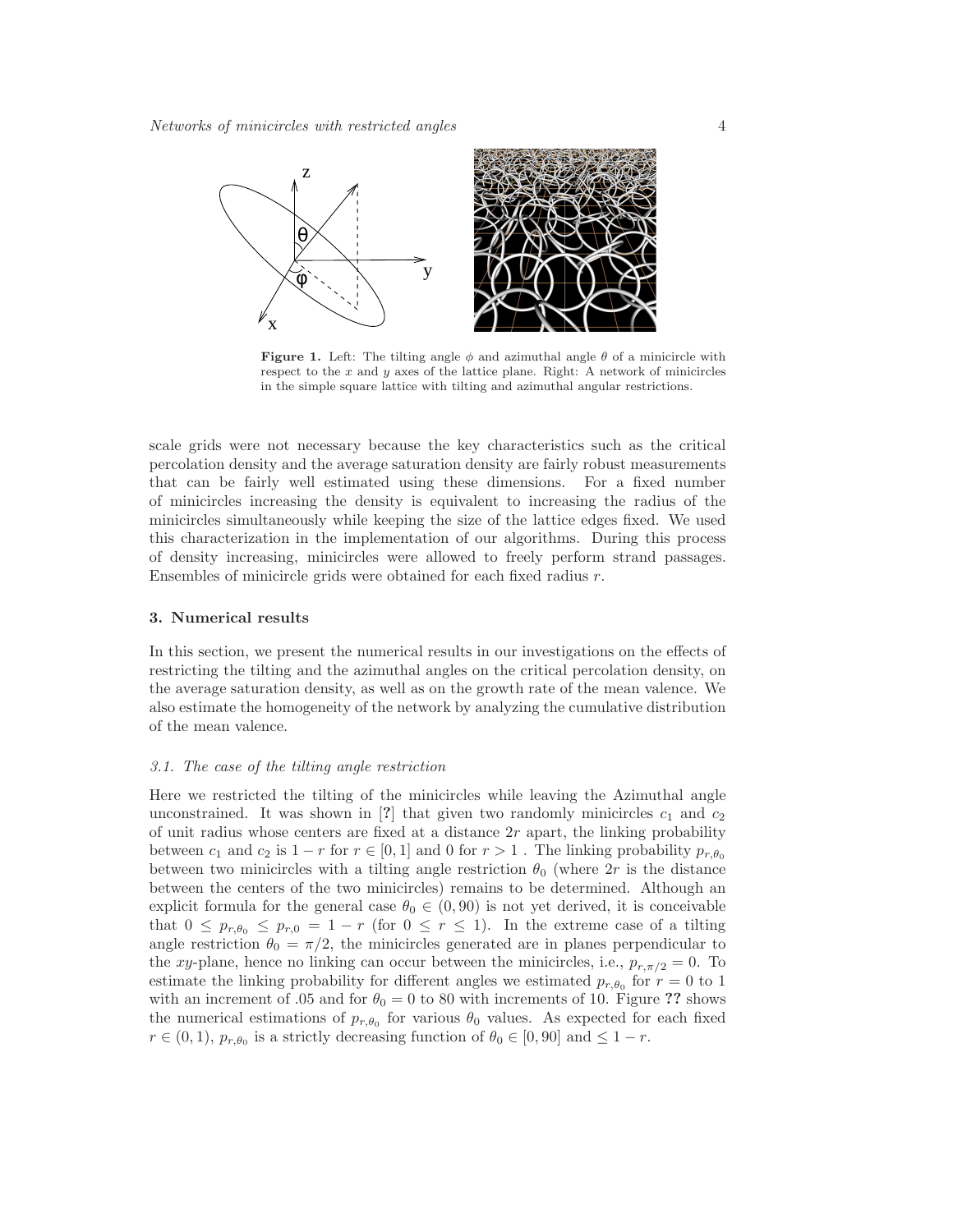**Figure 1.** Left: The tilting angle $\phi$ and azimuthal angle $\theta$ of a minicircle with respect to the $x$ and $y$ axes of the lattice plane. Right: A network of minicircles in the simple square lattice with tilting and azimuthal angular restrictions.

scale grids were not necessary because the key characteristics such as the critical percolation density and the average saturation density are fairly robust measurements that can be fairly well estimated using these dimensions. For a fixed number of minicircles increasing the density is equivalent to increasing the radius of the minicircles simultaneously while keeping the size of the lattice edges fixed. We used this characterization in the implementation of our algorithms. During this process of density increasing, minicircles were allowed to freely perform strand passages. Ensembles of minicircle grids were obtained for each fixed radius $r$.

## 3. Numerical results

In this section, we present the numerical results in our investigations on the effects of restricting the tilting and the azimuthal angles on the critical percolation density, on the average saturation density, as well as on the growth rate of the mean valence. We also estimate the homogeneity of the network by analyzing the cumulative distribution of the mean valence.

### *3.1. The case of the tilting angle restriction*

Here we restricted the tilting of the minicircles while leaving the Azimuthal angle unconstrained. It was shown in [?] that given two randomly minicircles $c_1$ and $c_2$ of unit radius whose centers are fixed at a distance $2r$ apart, the linking probability between $c_1$ and $c_2$ is $1 - r$ for $r \in [0, 1]$ and 0 for $r > 1$ . The linking probability $p_{r,\theta_0}$ between two minicircles with a tilting angle restriction $\theta_0$ (where $2r$ is the distance between the centers of the two minicircles) remains to be determined. Although an explicit formula for the general case $\theta_0 \in (0, 90)$ is not yet derived, it is conceivable that $0 \leq p_{r,\theta_0} \leq p_{r,0} = 1 - r$ (for $0 \leq r \leq 1$). In the extreme case of a tilting angle restriction $\theta_0 = \pi/2$, the minicircles generated are in planes perpendicular to the $xy$-plane, hence no linking can occur between the minicircles, i.e., $p_{r,\pi/2} = 0$. To estimate the linking probability for different angles we estimated $p_{r,\theta_0}$ for $r = 0$ to 1 with an increment of .05 and for $\theta_0 = 0$ to 80 with increments of 10. Figure **??** shows the numerical estimations of $p_{r,\theta_0}$ for various $\theta_0$ values. As expected for each fixed $r \in (0, 1)$, $p_{r,\theta_0}$ is a strictly decreasing function of $\theta_0 \in [0, 90]$ and $\leq 1 - r$.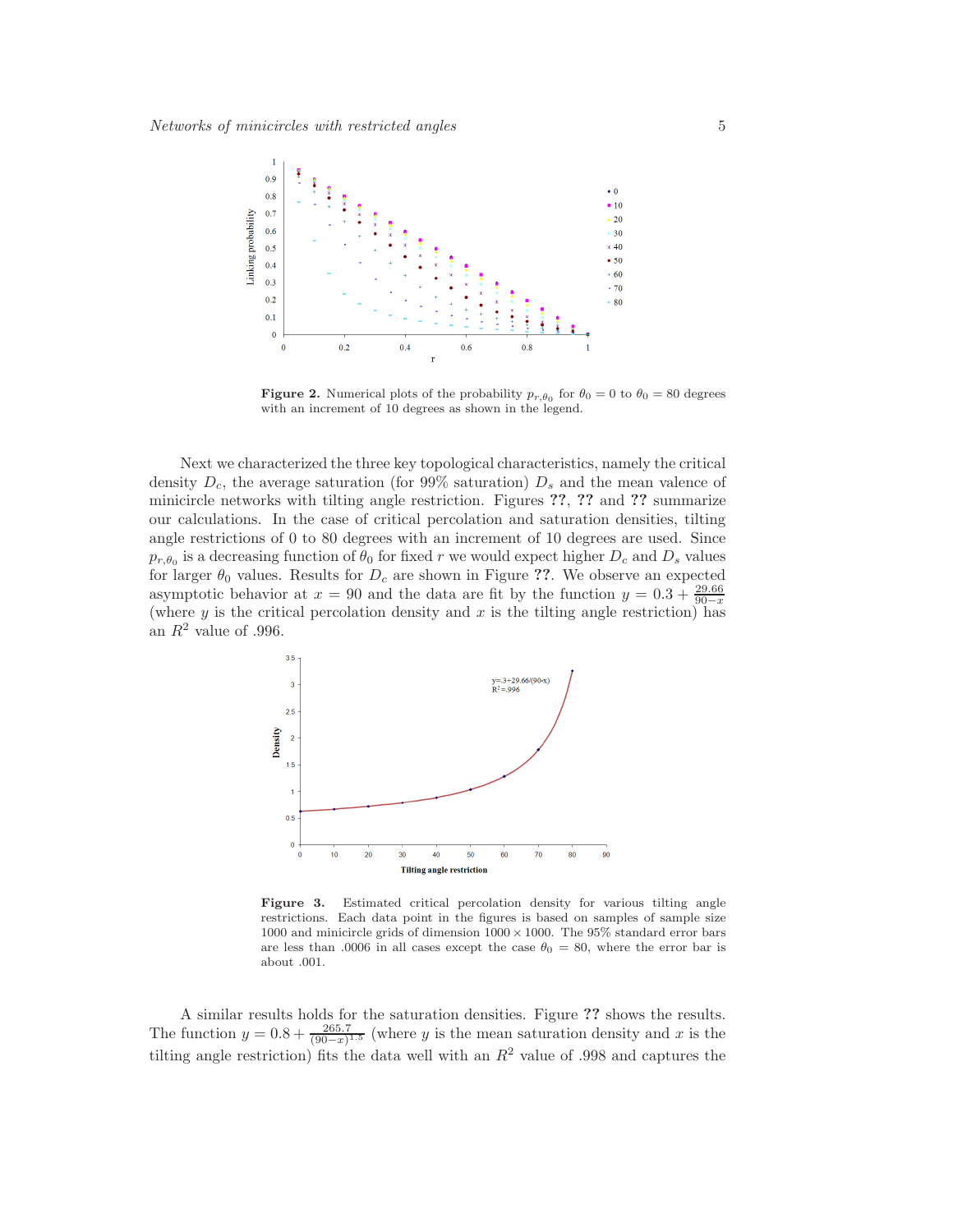**Figure 2.** Numerical plots of the probability $p_{r,\theta_0}$ for $\theta_0 = 0$ to $\theta_0 = 80$ degrees with an increment of 10 degrees as shown in the legend.

Next we characterized the three key topological characteristics, namely the critical density $D_c$, the average saturation (for 99% saturation) $D_s$ and the mean valence of minicircle networks with tilting angle restriction. Figures **??**, **??** and **??** summarize our calculations. In the case of critical percolation and saturation densities, tilting angle restrictions of 0 to 80 degrees with an increment of 10 degrees are used. Since $p_{r,\theta_0}$ is a decreasing function of $\theta_0$ for fixed $r$ we would expect higher $D_c$ and $D_s$ values for larger $\theta_0$ values. Results for $D_c$ are shown in Figure **??**. We observe an expected asymptotic behavior at $x = 90$ and the data are fit by the function $y = 0.3 + \frac{29.66}{90-x}$ (where $y$ is the critical percolation density and $x$ is the tilting angle restriction) has an $R^2$ value of .996.

**Figure 3.** Estimated critical percolation density for various tilting angle restrictions. Each data point in the figures is based on samples of sample size 1000 and minicircle grids of dimension $1000 \times 1000$. The 95% standard error bars are less than .0006 in all cases except the case $\theta_0 = 80$, where the error bar is about .001.

A similar results holds for the saturation densities. Figure **??** shows the results. The function $y = 0.8 + \frac{265.7}{(90-x)^{1.5}}$ (where $y$ is the mean saturation density and $x$ is the tilting angle restriction) fits the data well with an $R^2$ value of .998 and captures the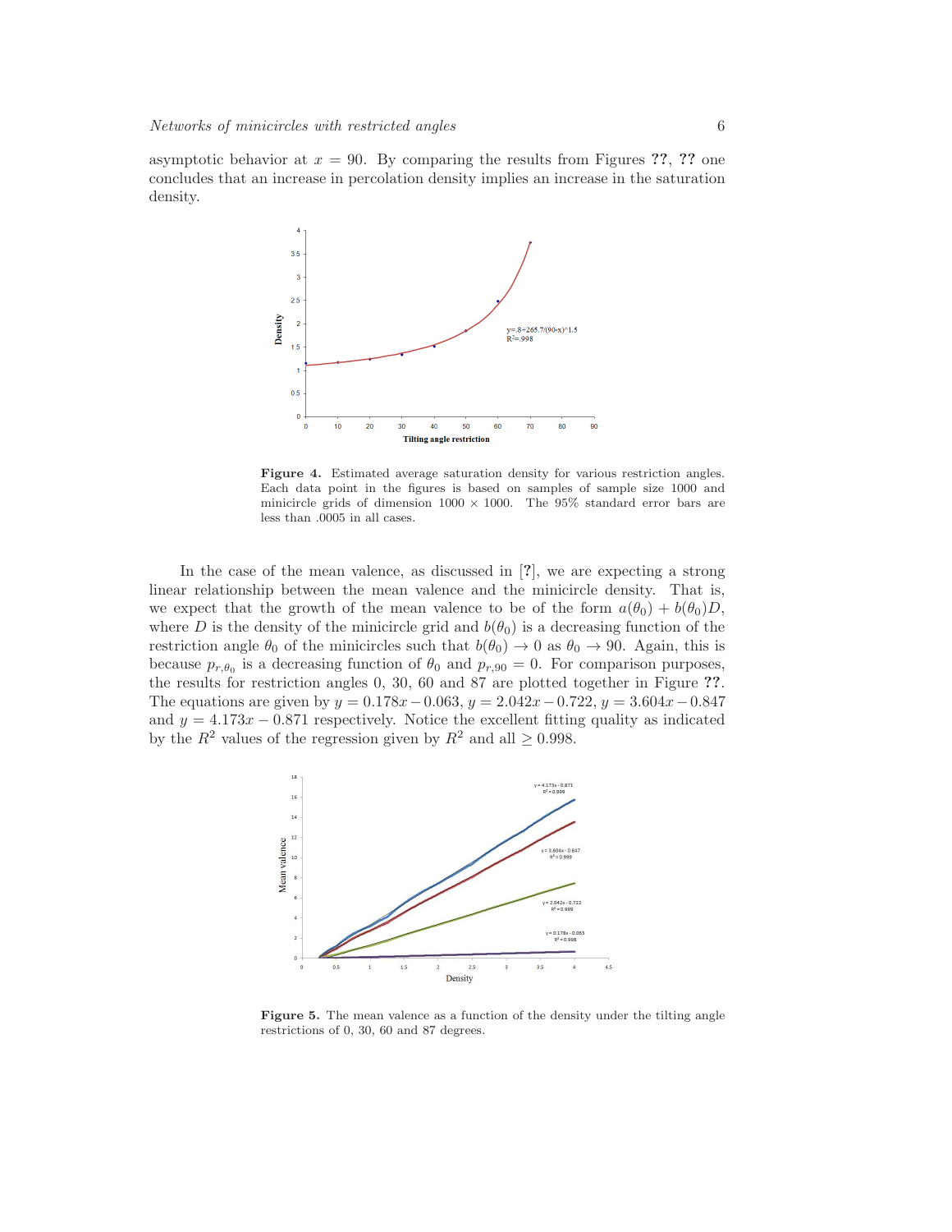asymptotic behavior at $x = 90$. By comparing the results from Figures ??, ?? one concludes that an increase in percolation density implies an increase in the saturation density.

**Figure 4.** Estimated average saturation density for various restriction angles. Each data point in the figures is based on samples of sample size 1000 and minicircle grids of dimension 1000 × 1000. The 95% standard error bars are less than .0005 in all cases.

In the case of the mean valence, as discussed in [?], we are expecting a strong linear relationship between the mean valence and the minicircle density. That is, we expect that the growth of the mean valence to be of the form $a(\theta_0) + b(\theta_0)D$, where $D$ is the density of the minicircle grid and $b(\theta_0)$ is a decreasing function of the restriction angle $\theta_0$ of the minicircles such that $b(\theta_0) \to 0$ as $\theta_0 \to 90$. Again, this is because $p_{r,\theta_0}$ is a decreasing function of $\theta_0$ and $p_{r,90} = 0$. For comparison purposes, the results for restriction angles 0, 30, 60 and 87 are plotted together in Figure ??. The equations are given by $y = 0.178x - 0.063$, $y = 2.042x - 0.722$, $y = 3.604x - 0.847$ and $y = 4.173x - 0.871$ respectively. Notice the excellent fitting quality as indicated by the $R^2$ values of the regression given by $R^2$ and all $\geq 0.998$.

**Figure 5.** The mean valence as a function of the density under the tilting angle restrictions of 0, 30, 60 and 87 degrees.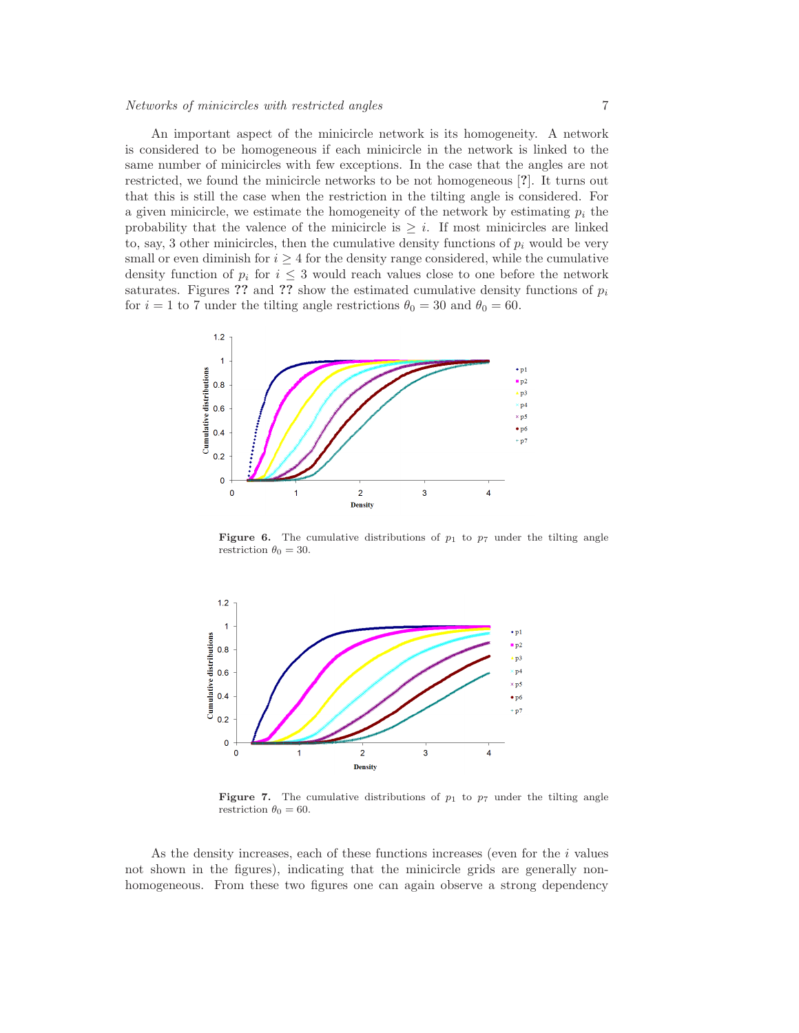An important aspect of the minicircle network is its homogeneity. A network is considered to be homogeneous if each minicircle in the network is linked to the same number of minicircles with few exceptions. In the case that the angles are not restricted, we found the minicircle networks to be not homogeneous [?]. It turns out that this is still the case when the restriction in the tilting angle is considered. For a given minicircle, we estimate the homogeneity of the network by estimating $p_i$ the probability that the valence of the minicircle is $\geq i$. If most minicircles are linked to, say, 3 other minicircles, then the cumulative density functions of $p_i$ would be very small or even diminish for $i \geq 4$ for the density range considered, while the cumulative density function of $p_i$ for $i \leq 3$ would reach values close to one before the network saturates. Figures **??** and **??** show the estimated cumulative density functions of $p_i$ for $i = 1$ to 7 under the tilting angle restrictions $\theta_0 = 30$ and $\theta_0 = 60$.

**Figure 6.** The cumulative distributions of $p_1$ to $p_7$ under the tilting angle restriction $\theta_0 = 30$.

**Figure 7.** The cumulative distributions of $p_1$ to $p_7$ under the tilting angle restriction $\theta_0 = 60$.

As the density increases, each of these functions increases (even for the $i$ values not shown in the figures), indicating that the minicircle grids are generally non-homogeneous. From these two figures one can again observe a strong dependency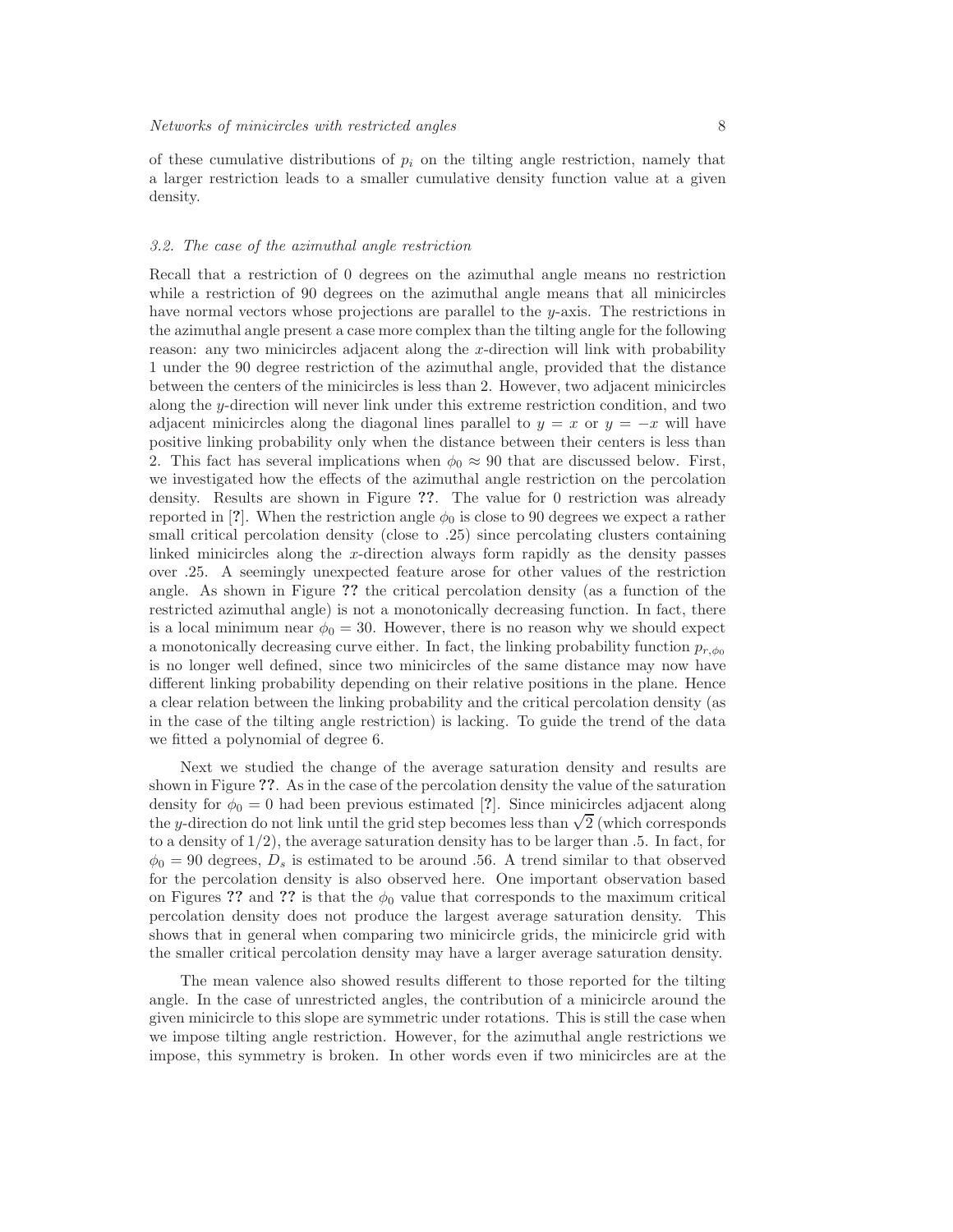of these cumulative distributions of $p_i$ on the tilting angle restriction, namely that a larger restriction leads to a smaller cumulative density function value at a given density.

### *3.2. The case of the azimuthal angle restriction*

Recall that a restriction of 0 degrees on the azimuthal angle means no restriction while a restriction of 90 degrees on the azimuthal angle means that all minicircles have normal vectors whose projections are parallel to the $y$-axis. The restrictions in the azimuthal angle present a case more complex than the tilting angle for the following reason: any two minicircles adjacent along the $x$-direction will link with probability 1 under the 90 degree restriction of the azimuthal angle, provided that the distance between the centers of the minicircles is less than 2. However, two adjacent minicircles along the $y$-direction will never link under this extreme restriction condition, and two adjacent minicircles along the diagonal lines parallel to $y = x$ or $y = -x$ will have positive linking probability only when the distance between their centers is less than 2. This fact has several implications when $\phi_0 \approx 90$ that are discussed below. First, we investigated how the effects of the azimuthal angle restriction on the percolation density. Results are shown in Figure **??**. The value for 0 restriction was already reported in [**?**]. When the restriction angle $\phi_0$ is close to 90 degrees we expect a rather small critical percolation density (close to .25) since percolating clusters containing linked minicircles along the $x$-direction always form rapidly as the density passes over .25. A seemingly unexpected feature arose for other values of the restriction angle. As shown in Figure **??** the critical percolation density (as a function of the restricted azimuthal angle) is not a monotonically decreasing function. In fact, there is a local minimum near $\phi_0 = 30$. However, there is no reason why we should expect a monotonically decreasing curve either. In fact, the linking probability function $p_{r,\phi_0}$ is no longer well defined, since two minicircles of the same distance may now have different linking probability depending on their relative positions in the plane. Hence a clear relation between the linking probability and the critical percolation density (as in the case of the tilting angle restriction) is lacking. To guide the trend of the data we fitted a polynomial of degree 6.

Next we studied the change of the average saturation density and results are shown in Figure **??**. As in the case of the percolation density the value of the saturation density for $\phi_0 = 0$ had been previous estimated [**?**]. Since minicircles adjacent along the $y$-direction do not link until the grid step becomes less than $\sqrt{2}$ (which corresponds to a density of $1/2$), the average saturation density has to be larger than .5. In fact, for $\phi_0 = 90$ degrees, $D_s$ is estimated to be around .56. A trend similar to that observed for the percolation density is also observed here. One important observation based on Figures **??** and **??** is that the $\phi_0$ value that corresponds to the maximum critical percolation density does not produce the largest average saturation density. This shows that in general when comparing two minicircle grids, the minicircle grid with the smaller critical percolation density may have a larger average saturation density.

The mean valence also showed results different to those reported for the tilting angle. In the case of unrestricted angles, the contribution of a minicircle around the given minicircle to this slope are symmetric under rotations. This is still the case when we impose tilting angle restriction. However, for the azimuthal angle restrictions we impose, this symmetry is broken. In other words even if two minicircles are at the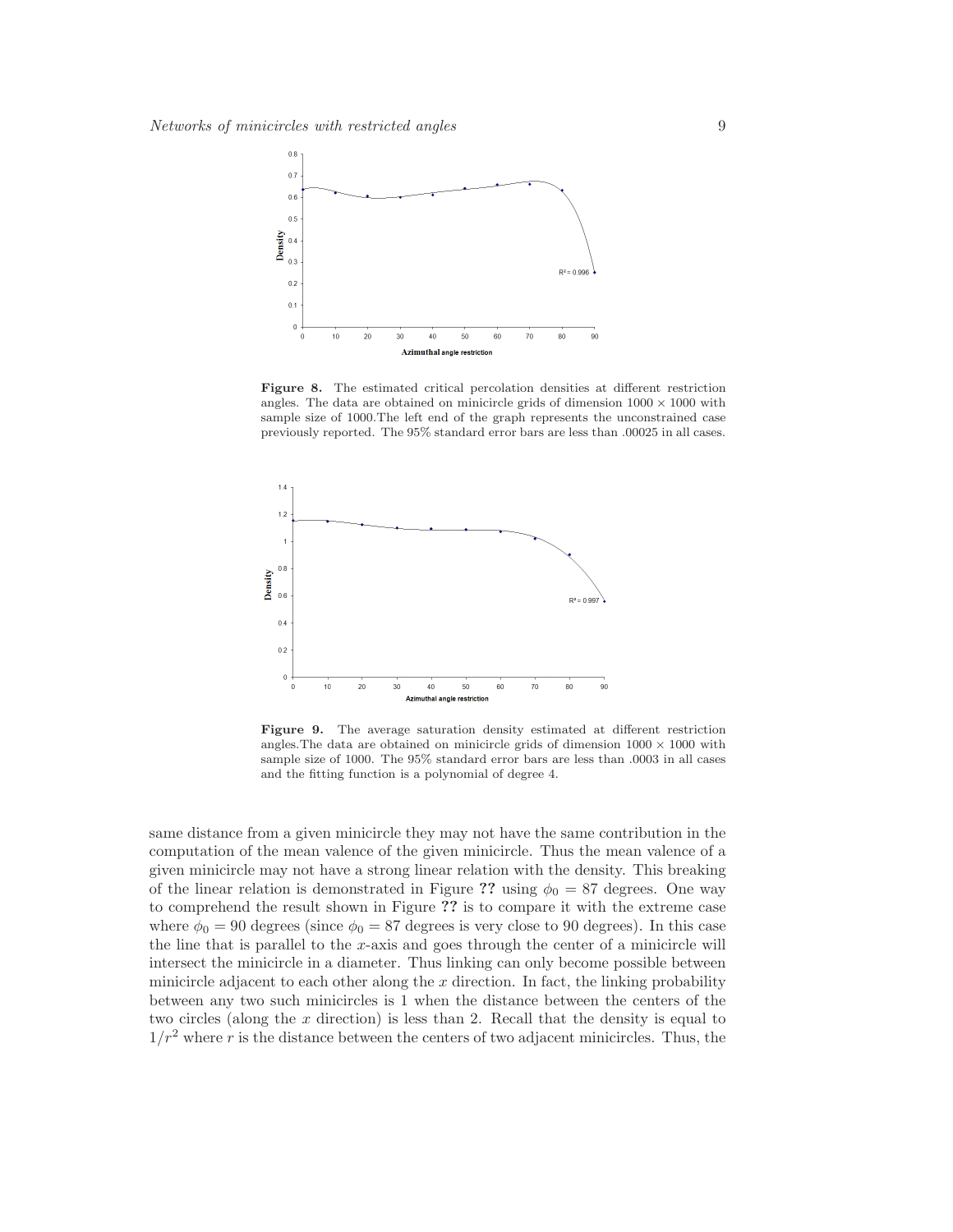**Figure 8.** The estimated critical percolation densities at different restriction angles. The data are obtained on minicircle grids of dimension $1000 \times 1000$ with sample size of 1000.The left end of the graph represents the unconstrained case previously reported. The 95% standard error bars are less than .00025 in all cases.

**Figure 9.** The average saturation density estimated at different restriction angles.The data are obtained on minicircle grids of dimension $1000 \times 1000$ with sample size of 1000. The 95% standard error bars are less than .0003 in all cases and the fitting function is a polynomial of degree 4.

same distance from a given minicircle they may not have the same contribution in the computation of the mean valence of the given minicircle. Thus the mean valence of a given minicircle may not have a strong linear relation with the density. This breaking of the linear relation is demonstrated in Figure **??** using $\phi_0 = 87$ degrees. One way to comprehend the result shown in Figure **??** is to compare it with the extreme case where $\phi_0 = 90$ degrees (since $\phi_0 = 87$ degrees is very close to 90 degrees). In this case the line that is parallel to the $x$-axis and goes through the center of a minicircle will intersect the minicircle in a diameter. Thus linking can only become possible between minicircle adjacent to each other along the $x$ direction. In fact, the linking probability between any two such minicircles is 1 when the distance between the centers of the two circles (along the $x$ direction) is less than 2. Recall that the density is equal to $1/r^2$ where $r$ is the distance between the centers of two adjacent minicircles. Thus, the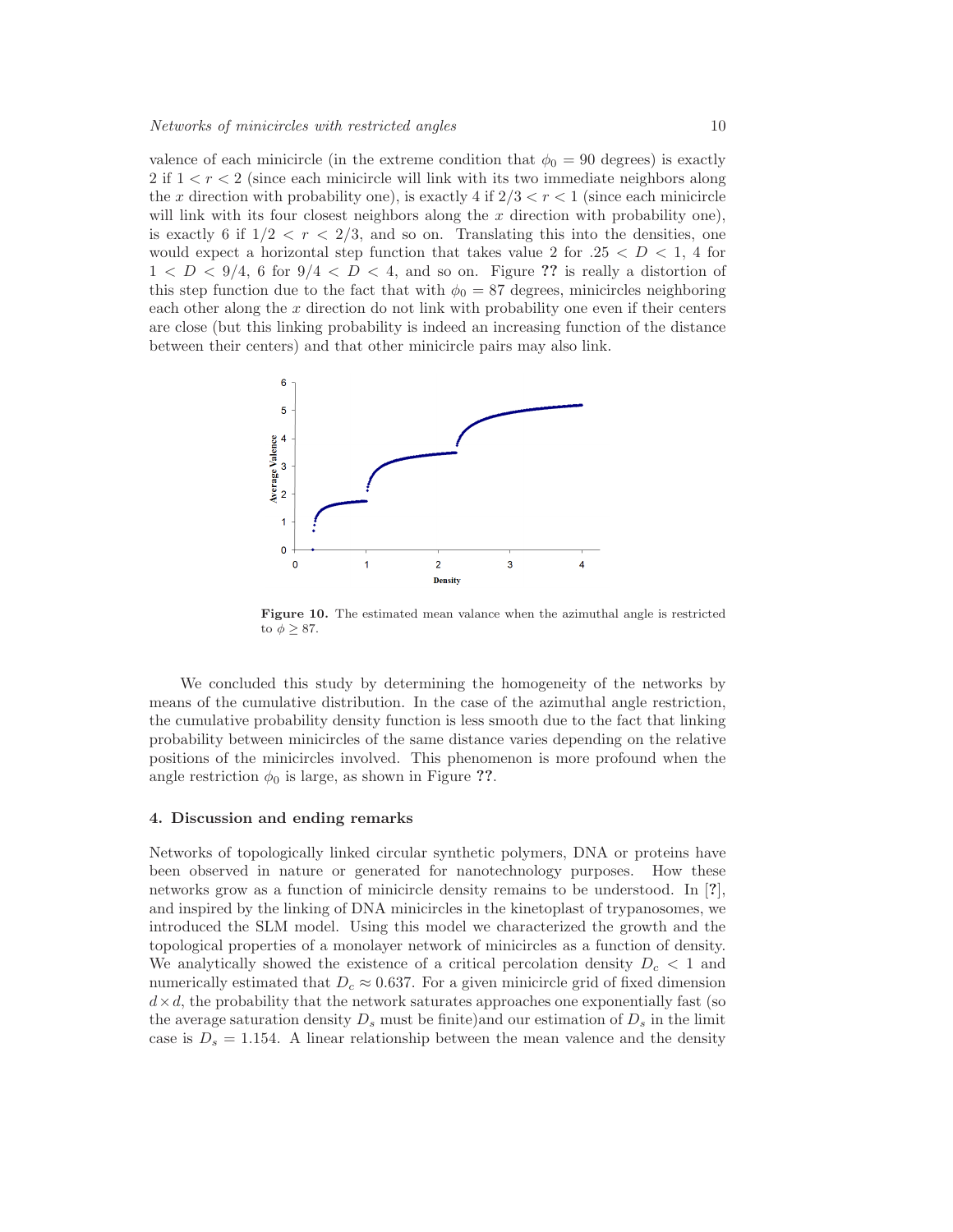valence of each minicircle (in the extreme condition that $\phi_0 = 90$ degrees) is exactly 2 if $1 < r < 2$ (since each minicircle will link with its two immediate neighbors along the $x$ direction with probability one), is exactly 4 if $2/3 < r < 1$ (since each minicircle will link with its four closest neighbors along the $x$ direction with probability one), is exactly 6 if $1/2 < r < 2/3$, and so on. Translating this into the densities, one would expect a horizontal step function that takes value 2 for $.25 < D < 1$, 4 for $1 < D < 9/4$, 6 for $9/4 < D < 4$, and so on. Figure **??** is really a distortion of this step function due to the fact that with $\phi_0 = 87$ degrees, minicircles neighboring each other along the $x$ direction do not link with probability one even if their centers are close (but this linking probability is indeed an increasing function of the distance between their centers) and that other minicircle pairs may also link.

**Figure 10.** The estimated mean valance when the azimuthal angle is restricted to $\phi \geq 87$.

We concluded this study by determining the homogeneity of the networks by means of the cumulative distribution. In the case of the azimuthal angle restriction, the cumulative probability density function is less smooth due to the fact that linking probability between minicircles of the same distance varies depending on the relative positions of the minicircles involved. This phenomenon is more profound when the angle restriction $\phi_0$ is large, as shown in Figure **??**.

## 4. Discussion and ending remarks

Networks of topologically linked circular synthetic polymers, DNA or proteins have been observed in nature or generated for nanotechnology purposes. How these networks grow as a function of minicircle density remains to be understood. In [**?**], and inspired by the linking of DNA minicircles in the kinetoplast of trypanosomes, we introduced the SLM model. Using this model we characterized the growth and the topological properties of a monolayer network of minicircles as a function of density. We analytically showed the existence of a critical percolation density $D_c < 1$ and numerically estimated that $D_c \approx 0.637$. For a given minicircle grid of fixed dimension $d \times d$, the probability that the network saturates approaches one exponentially fast (so the average saturation density $D_s$ must be finite)and our estimation of $D_s$ in the limit case is $D_s = 1.154$. A linear relationship between the mean valence and the density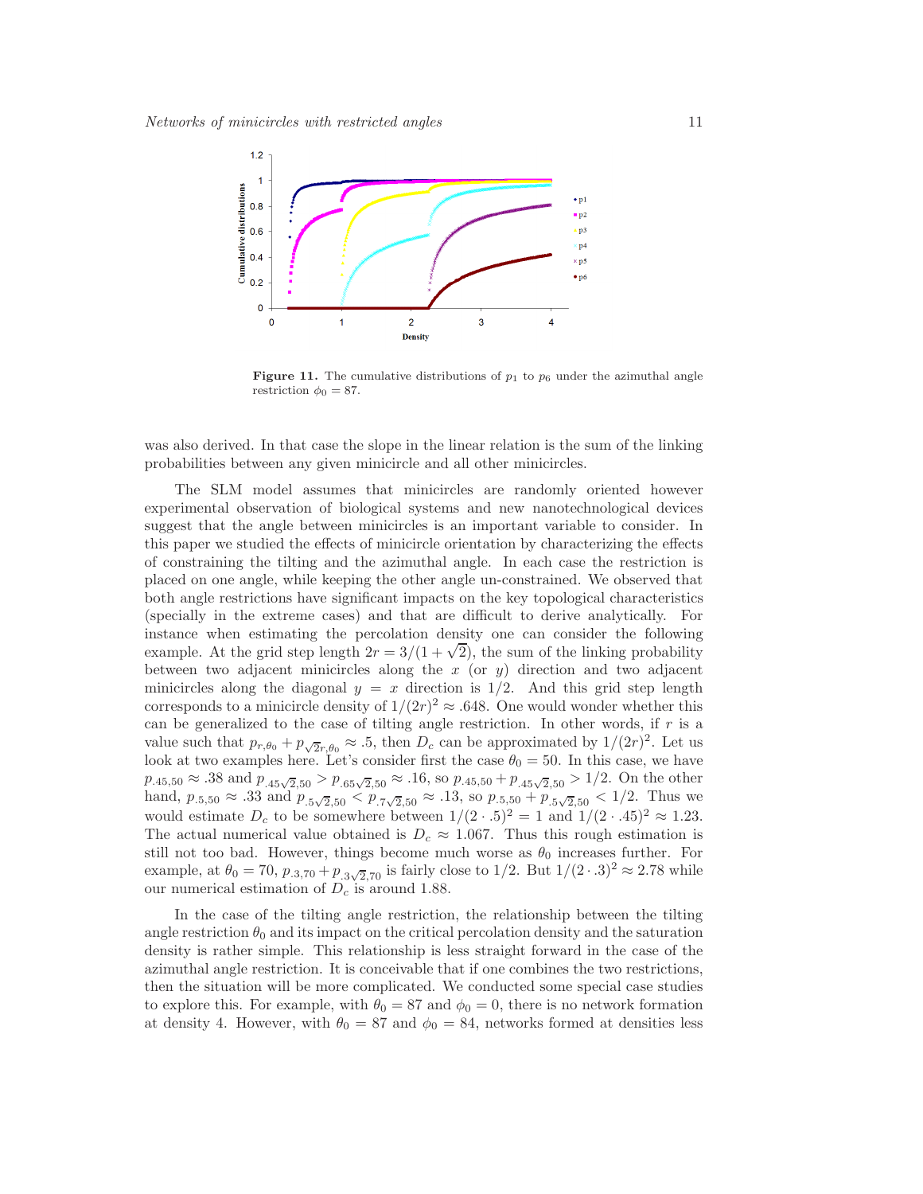**Figure 11.** The cumulative distributions of $p_1$ to $p_6$ under the azimuthal angle restriction $\phi_0 = 87$.

was also derived. In that case the slope in the linear relation is the sum of the linking probabilities between any given minicircle and all other minicircles.

The SLM model assumes that minicircles are randomly oriented however experimental observation of biological systems and new nanotechnological devices suggest that the angle between minicircles is an important variable to consider. In this paper we studied the effects of minicircle orientation by characterizing the effects of constraining the tilting and the azimuthal angle. In each case the restriction is placed on one angle, while keeping the other angle un-constrained. We observed that both angle restrictions have significant impacts on the key topological characteristics (specially in the extreme cases) and that are difficult to derive analytically. For instance when estimating the percolation density one can consider the following example. At the grid step length $2r = 3/(1+\sqrt{2})$, the sum of the linking probability between two adjacent minicircles along the $x$ (or $y$) direction and two adjacent minicircles along the diagonal $y = x$ direction is $1/2$. And this grid step length corresponds to a minicircle density of $1/(2r)^2 \approx .648$. One would wonder whether this can be generalized to the case of tilting angle restriction. In other words, if $r$ is a value such that $p_{r,\theta_0} + p_{\sqrt{2}r,\theta_0} \approx .5$, then $D_c$ can be approximated by $1/(2r)^2$. Let us look at two examples here. Let's consider first the case $\theta_0 = 50$. In this case, we have $p_{.45,50} \approx .38$ and $p_{.45\sqrt{2},50} > p_{.65\sqrt{2},50} \approx .16$, so $p_{.45,50} + p_{.45\sqrt{2},50} > 1/2$. On the other hand, $p_{.5,50} \approx .33$ and $p_{.5\sqrt{2},50} < p_{.7\sqrt{2},50} \approx .13$, so $p_{.5,50} + p_{.5\sqrt{2},50} < 1/2$. Thus we would estimate $D_c$ to be somewhere between $1/(2 \cdot .5)^2 = 1$ and $1/(2 \cdot .45)^2 \approx 1.23$. The actual numerical value obtained is $D_c \approx 1.067$. Thus this rough estimation is still not too bad. However, things become much worse as $\theta_0$ increases further. For example, at $\theta_0 = 70$, $p_{.3,70} + p_{.3\sqrt{2},70}$ is fairly close to $1/2$. But $1/(2 \cdot .3)^2 \approx 2.78$ while our numerical estimation of $D_c$ is around 1.88.

In the case of the tilting angle restriction, the relationship between the tilting angle restriction $\theta_0$ and its impact on the critical percolation density and the saturation density is rather simple. This relationship is less straight forward in the case of the azimuthal angle restriction. It is conceivable that if one combines the two restrictions, then the situation will be more complicated. We conducted some special case studies to explore this. For example, with $\theta_0 = 87$ and $\phi_0 = 0$, there is no network formation at density 4. However, with $\theta_0 = 87$ and $\phi_0 = 84$, networks formed at densities less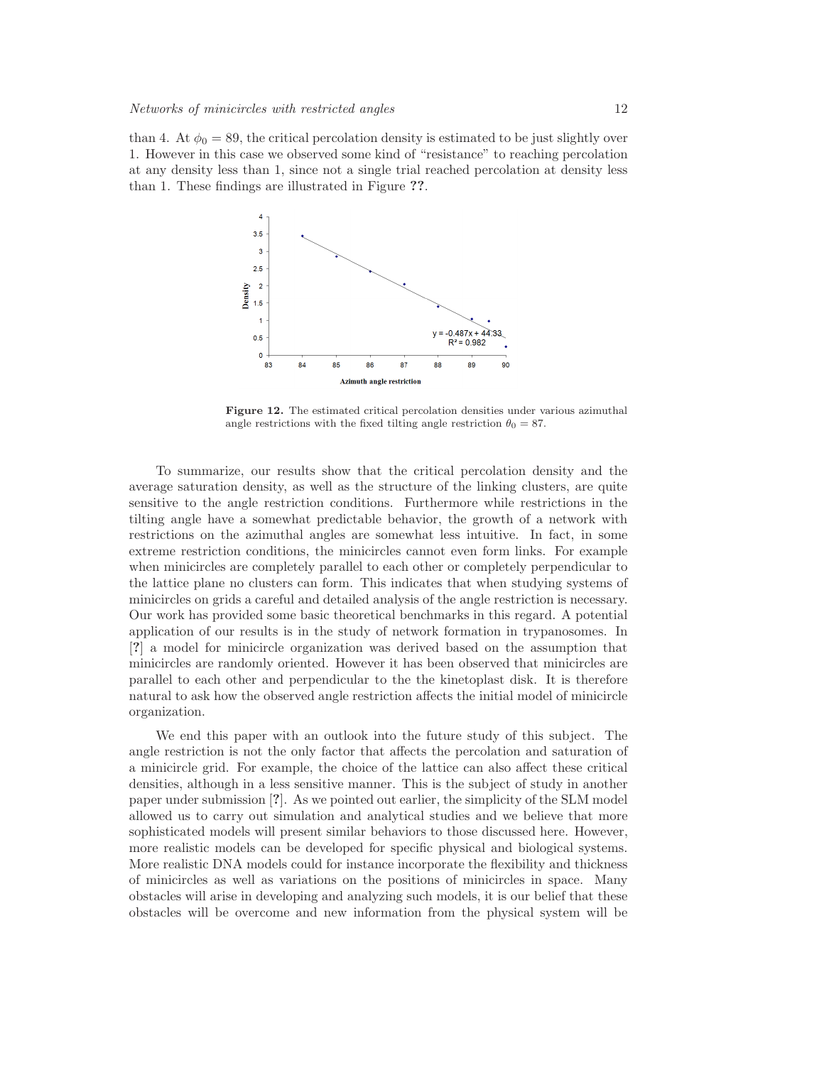than 4. At $\phi_0 = 89$, the critical percolation density is estimated to be just slightly over 1. However in this case we observed some kind of "resistance" to reaching percolation at any density less than 1, since not a single trial reached percolation at density less than 1. These findings are illustrated in Figure **??**.

Density

4
3.5
3
2.5
2
1.5
1
0.5
0

83 84 85 86 87 88 89 90

y = -0.487x + 44.33
R² = 0.982

Azimuth angle restriction

**Figure 12.** The estimated critical percolation densities under various azimuthal angle restrictions with the fixed tilting angle restriction $\theta_0 = 87$.

To summarize, our results show that the critical percolation density and the average saturation density, as well as the structure of the linking clusters, are quite sensitive to the angle restriction conditions. Furthermore while restrictions in the tilting angle have a somewhat predictable behavior, the growth of a network with restrictions on the azimuthal angles are somewhat less intuitive. In fact, in some extreme restriction conditions, the minicircles cannot even form links. For example when minicircles are completely parallel to each other or completely perpendicular to the lattice plane no clusters can form. This indicates that when studying systems of minicircles on grids a careful and detailed analysis of the angle restriction is necessary. Our work has provided some basic theoretical benchmarks in this regard. A potential application of our results is in the study of network formation in trypanosomes. In [**?**] a model for minicircle organization was derived based on the assumption that minicircles are randomly oriented. However it has been observed that minicircles are parallel to each other and perpendicular to the the kinetoplast disk. It is therefore natural to ask how the observed angle restriction affects the initial model of minicircle organization.

We end this paper with an outlook into the future study of this subject. The angle restriction is not the only factor that affects the percolation and saturation of a minicircle grid. For example, the choice of the lattice can also affect these critical densities, although in a less sensitive manner. This is the subject of study in another paper under submission [**?**]. As we pointed out earlier, the simplicity of the SLM model allowed us to carry out simulation and analytical studies and we believe that more sophisticated models will present similar behaviors to those discussed here. However, more realistic models can be developed for specific physical and biological systems. More realistic DNA models could for instance incorporate the flexibility and thickness of minicircles as well as variations on the positions of minicircles in space. Many obstacles will arise in developing and analyzing such models, it is our belief that these obstacles will be overcome and new information from the physical system will be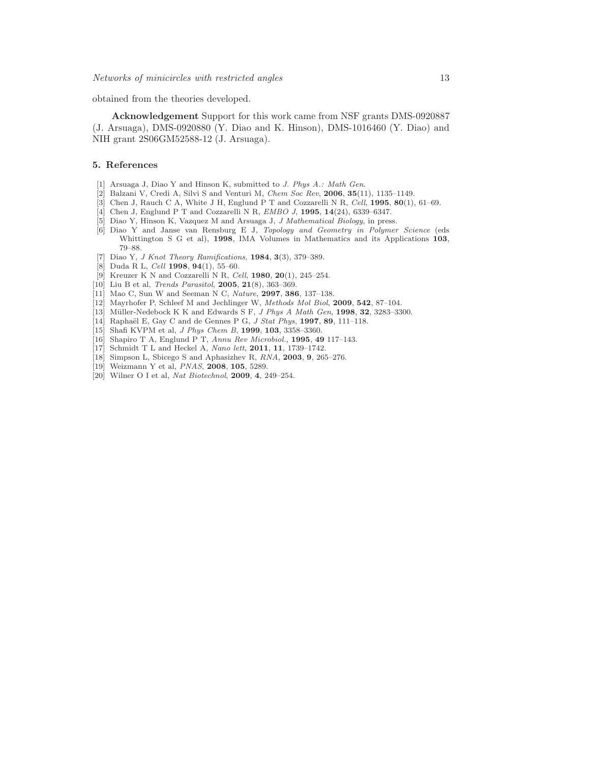obtained from the theories developed.

**Acknowledgement** Support for this work came from NSF grants DMS-0920887 (J. Arsuaga), DMS-0920880 (Y. Diao and K. Hinson), DMS-1016460 (Y. Diao) and NIH grant 2S06GM52588-12 (J. Arsuaga).

## 5. References

[1] Arsuaga J, Diao Y and Hinson K, submitted to *J. Phys A.: Math Gen.*
[2] Balzani V, Credi A, Silvi S and Venturi M, *Chem Soc Rev*, **2006**, **35**(11), 1135–1149.
[3] Chen J, Rauch C A, White J H, Englund P T and Cozzarelli N R, *Cell*, **1995**, **80**(1), 61–69.
[4] Chen J, Englund P T and Cozzarelli N R, *EMBO J*, **1995**, **14**(24), 6339–6347.
[5] Diao Y, Hinson K, Vazquez M and Arsuaga J, *J Mathematical Biology*, in press.
[6] Diao Y and Janse van Rensburg E J, *Topology and Geometry in Polymer Science* (eds Whittington S G et al), **1998**, IMA Volumes in Mathematics and its Applications **103**, 79–88.
[7] Diao Y, *J Knot Theory Ramifications*, **1984**, **3**(3), 379–389.
[8] Duda R L, *Cell* **1998**, **94**(1), 55–60.
[9] Kreuzer K N and Cozzarelli N R, *Cell*, **1980**, **20**(1), 245–254.
[10] Liu B et al, *Trends Parasitol*, **2005**, **21**(8), 363–369.
[11] Mao C, Sun W and Seeman N C, *Nature*, **2997**, **386**, 137–138.
[12] Mayrhofer P, Schleef M and Jechlinger W, *Methods Mol Biol*, **2009**, **542**, 87–104.
[13] Müller-Nedebock K K and Edwards S F, *J Phys A Math Gen*, **1998**, **32**, 3283–3300.
[14] Raphaël E, Gay C and de Gennes P G, *J Stat Phys*, **1997**, **89**, 111–118.
[15] Shafi KVPM et al, *J Phys Chem B*, **1999**, **103**, 3358–3360.
[16] Shapiro T A, Englund P T, *Annu Rev Microbiol.*, **1995**, **49** 117–143.
[17] Schmidt T L and Heckel A, *Nano lett*, **2011**, **11**, 1739–1742.
[18] Simpson L, Sbicego S and Aphasizhev R, *RNA*, **2003**, **9**, 265–276.
[19] Weizmann Y et al, *PNAS*, **2008**, **105**, 5289.
[20] Wilner O I et al, *Nat Biotechnol*, **2009**, **4**, 249–254.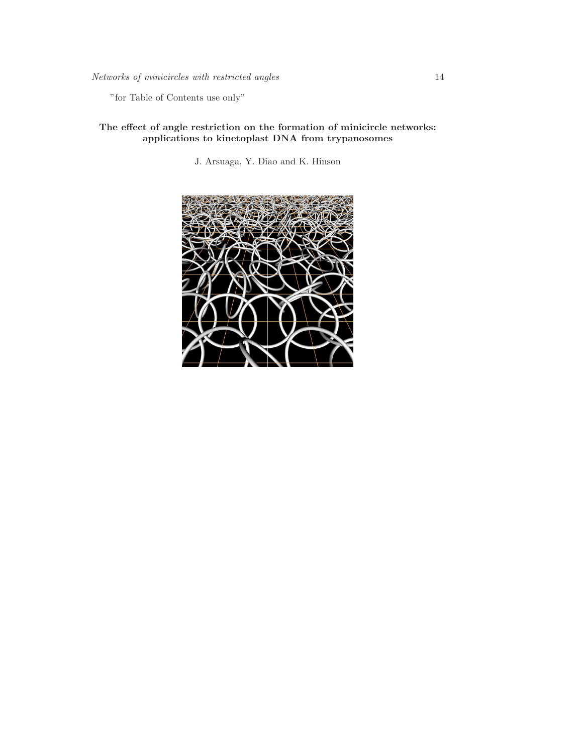"for Table of Contents use only"

**The effect of angle restriction on the formation of minicircle networks: applications to kinetoplast DNA from trypanosomes**

J. Arsuaga, Y. Diao and K. Hinson